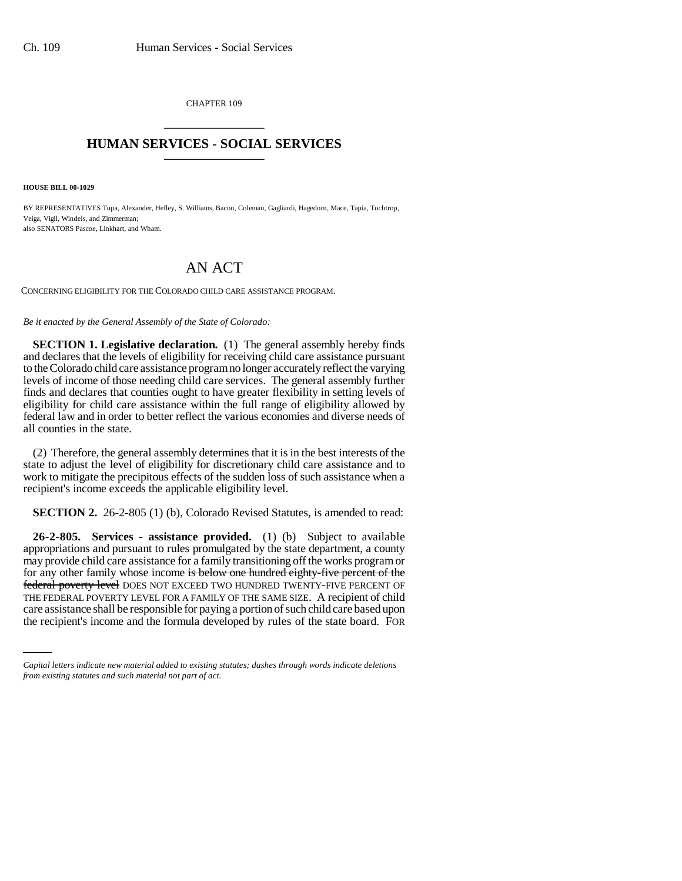CHAPTER 109

# HUMAN SERVICES - SOCIAL SERVICES

**HOUSE BILL 00-1029**

BY REPRESENTATIVES Tupa, Alexander, Hefley, S. Williams, Bacon, Coleman, Gagliardi, Hagedorn, Mace, Tapia, Tochtrop, Veiga, Vigil, Windels, and Zimmerman;
also SENATORS Pascoe, Linkhart, and Wham.

# AN ACT

CONCERNING ELIGIBILITY FOR THE COLORADO CHILD CARE ASSISTANCE PROGRAM.

*Be it enacted by the General Assembly of the State of Colorado:*

**SECTION 1. Legislative declaration.** (1) The general assembly hereby finds and declares that the levels of eligibility for receiving child care assistance pursuant to the Colorado child care assistance program no longer accurately reflect the varying levels of income of those needing child care services. The general assembly further finds and declares that counties ought to have greater flexibility in setting levels of eligibility for child care assistance within the full range of eligibility allowed by federal law and in order to better reflect the various economies and diverse needs of all counties in the state.

(2) Therefore, the general assembly determines that it is in the best interests of the state to adjust the level of eligibility for discretionary child care assistance and to work to mitigate the precipitous effects of the sudden loss of such assistance when a recipient's income exceeds the applicable eligibility level.

**SECTION 2.** 26-2-805 (1) (b), Colorado Revised Statutes, is amended to read:

**26-2-805. Services - assistance provided.** (1) (b) Subject to available appropriations and pursuant to rules promulgated by the state department, a county may provide child care assistance for a family transitioning off the works program or for any other family whose income ~~is below one hundred eighty-five percent of the federal poverty level~~ DOES NOT EXCEED TWO HUNDRED TWENTY-FIVE PERCENT OF THE FEDERAL POVERTY LEVEL FOR A FAMILY OF THE SAME SIZE. A recipient of child care assistance shall be responsible for paying a portion of such child care based upon the recipient's income and the formula developed by rules of the state board. FOR

*Capital letters indicate new material added to existing statutes; dashes through words indicate deletions from existing statutes and such material not part of act.*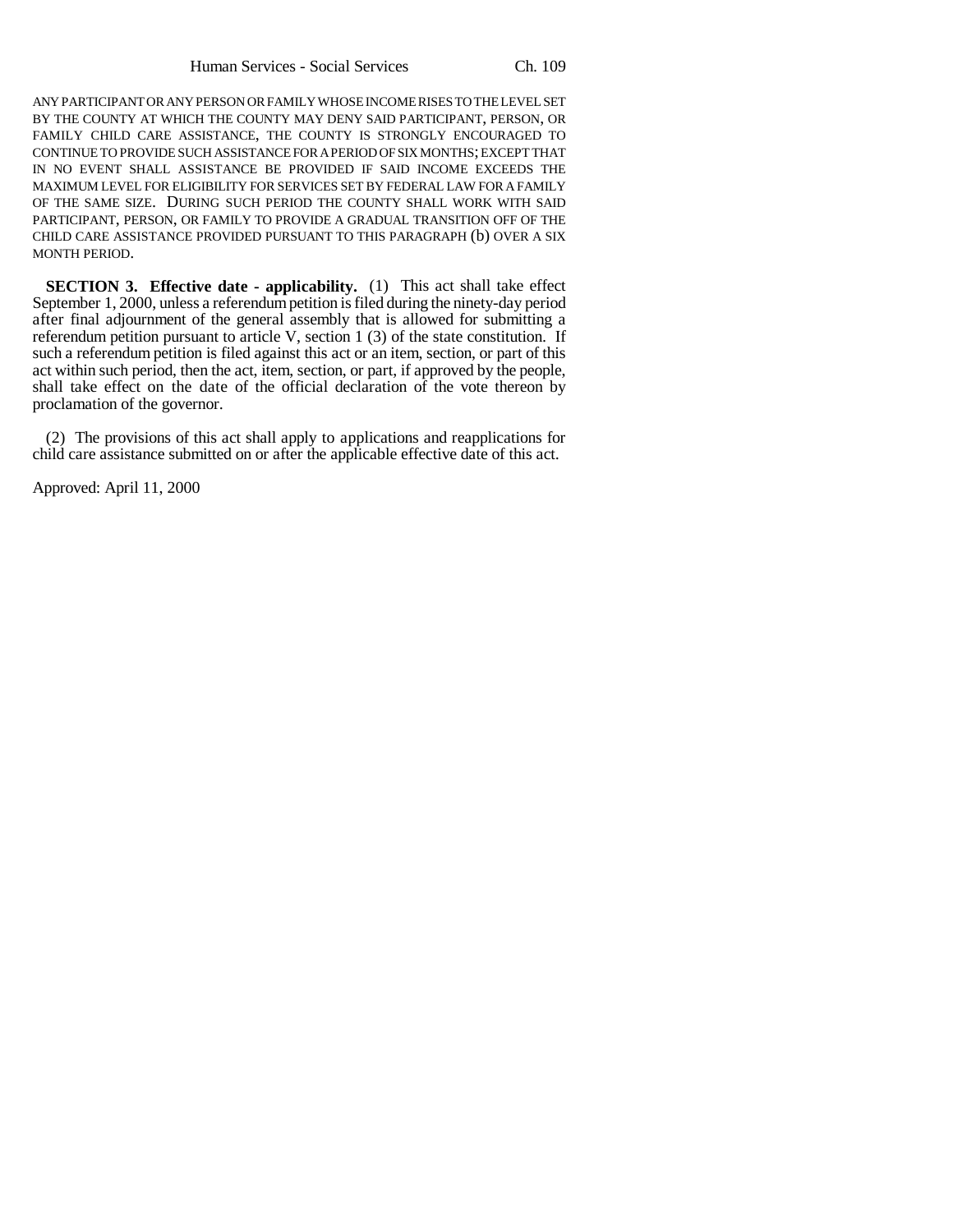ANY PARTICIPANT OR ANY PERSON OR FAMILY WHOSE INCOME RISES TO THE LEVEL SET BY THE COUNTY AT WHICH THE COUNTY MAY DENY SAID PARTICIPANT, PERSON, OR FAMILY CHILD CARE ASSISTANCE, THE COUNTY IS STRONGLY ENCOURAGED TO CONTINUE TO PROVIDE SUCH ASSISTANCE FOR A PERIOD OF SIX MONTHS; EXCEPT THAT IN NO EVENT SHALL ASSISTANCE BE PROVIDED IF SAID INCOME EXCEEDS THE MAXIMUM LEVEL FOR ELIGIBILITY FOR SERVICES SET BY FEDERAL LAW FOR A FAMILY OF THE SAME SIZE. DURING SUCH PERIOD THE COUNTY SHALL WORK WITH SAID PARTICIPANT, PERSON, OR FAMILY TO PROVIDE A GRADUAL TRANSITION OFF OF THE CHILD CARE ASSISTANCE PROVIDED PURSUANT TO THIS PARAGRAPH (b) OVER A SIX MONTH PERIOD.

**SECTION 3. Effective date - applicability.** (1) This act shall take effect September 1, 2000, unless a referendum petition is filed during the ninety-day period after final adjournment of the general assembly that is allowed for submitting a referendum petition pursuant to article V, section 1 (3) of the state constitution. If such a referendum petition is filed against this act or an item, section, or part of this act within such period, then the act, item, section, or part, if approved by the people, shall take effect on the date of the official declaration of the vote thereon by proclamation of the governor.

(2) The provisions of this act shall apply to applications and reapplications for child care assistance submitted on or after the applicable effective date of this act.

Approved: April 11, 2000